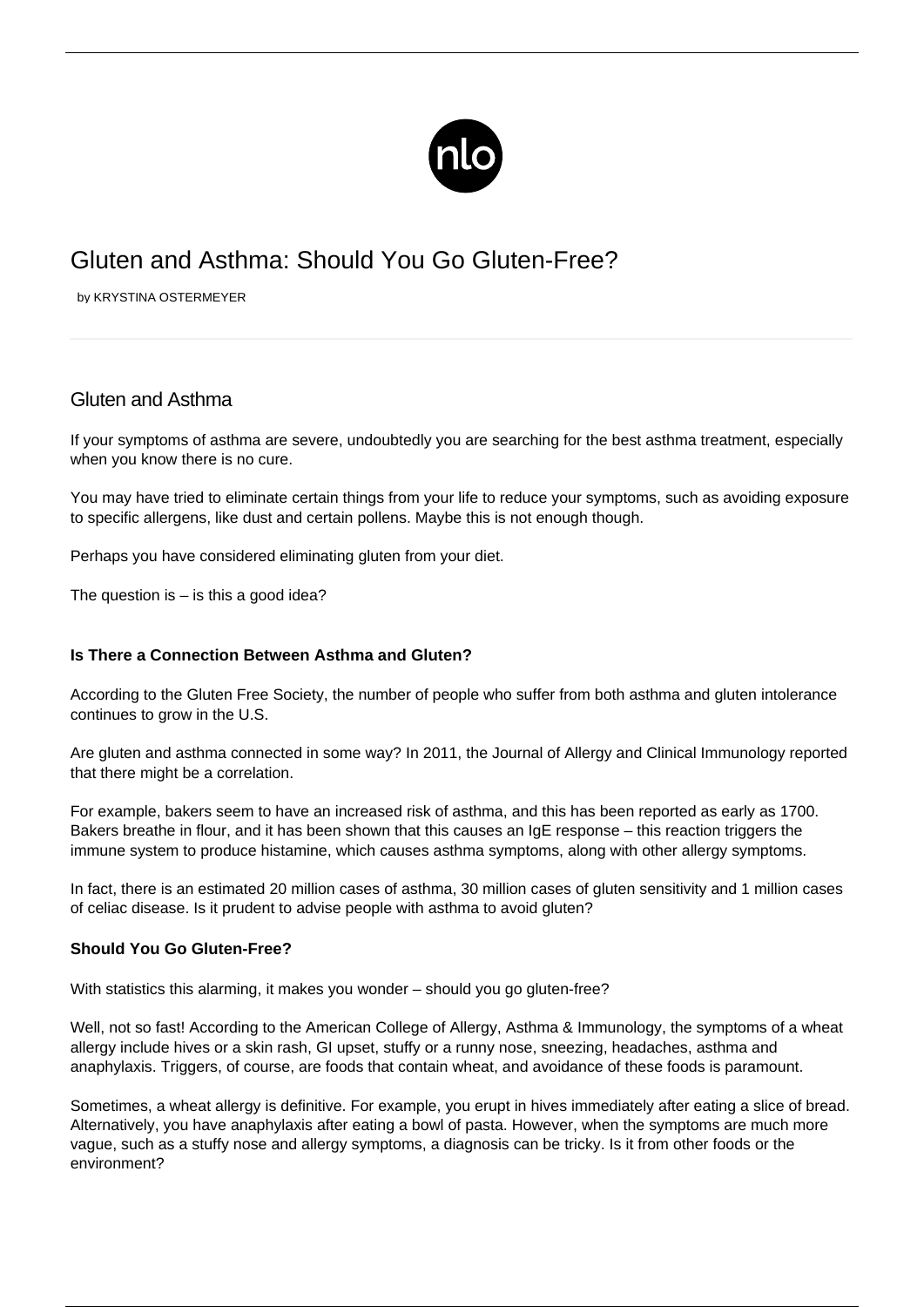# Gluten and Asthma: Should You Go Gluten-Free?

by KRYSTINA OSTERMEYER

## Gluten and Asthma

If your symptoms of asthma are severe, undoubtedly you are searching for the best asthma treatment, especially when you know there is no cure.

You may have tried to eliminate certain things from your life to reduce your symptoms, such as avoiding exposure to specific allergens, like dust and certain pollens. Maybe this is not enough though.

Perhaps you have considered eliminating gluten from your diet.

The question is – is this a good idea?

### Is There a Connection Between Asthma and Gluten?

According to the Gluten Free Society, the number of people who suffer from both asthma and gluten intolerance continues to grow in the U.S.

Are gluten and asthma connected in some way? In 2011, the Journal of Allergy and Clinical Immunology reported that there might be a correlation.

For example, bakers seem to have an increased risk of asthma, and this has been reported as early as 1700. Bakers breathe in flour, and it has been shown that this causes an IgE response – this reaction triggers the immune system to produce histamine, which causes asthma symptoms, along with other allergy symptoms.

In fact, there is an estimated 20 million cases of asthma, 30 million cases of gluten sensitivity and 1 million cases of celiac disease. Is it prudent to advise people with asthma to avoid gluten?

### Should You Go Gluten-Free?

With statistics this alarming, it makes you wonder – should you go gluten-free?

Well, not so fast! According to the American College of Allergy, Asthma & Immunology, the symptoms of a wheat allergy include hives or a skin rash, GI upset, stuffy or a runny nose, sneezing, headaches, asthma and anaphylaxis. Triggers, of course, are foods that contain wheat, and avoidance of these foods is paramount.

Sometimes, a wheat allergy is definitive. For example, you erupt in hives immediately after eating a slice of bread. Alternatively, you have anaphylaxis after eating a bowl of pasta. However, when the symptoms are much more vague, such as a stuffy nose and allergy symptoms, a diagnosis can be tricky. Is it from other foods or the environment?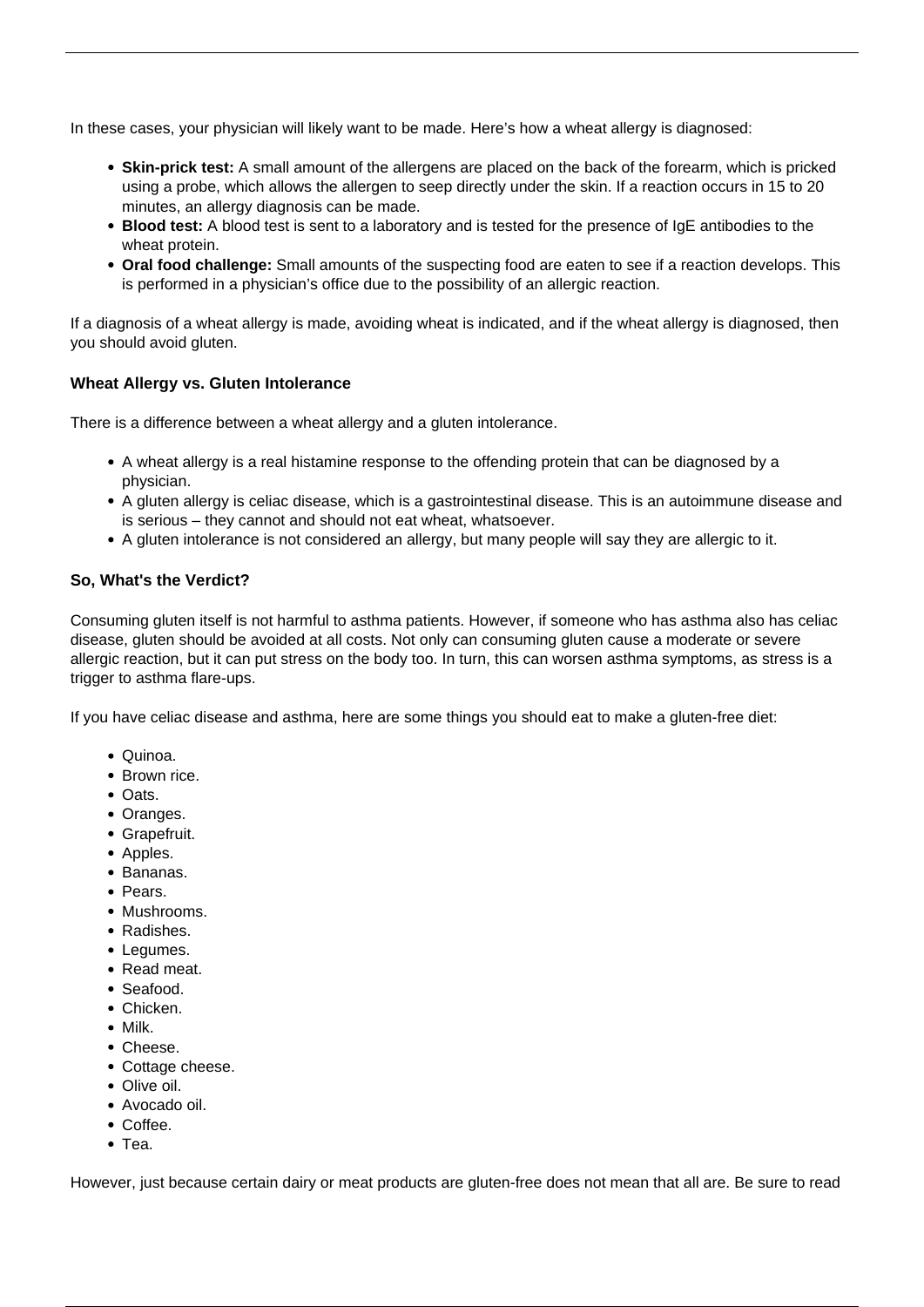In these cases, your physician will likely want to be made. Here's how a wheat allergy is diagnosed:

- **Skin-prick test:** A small amount of the allergens are placed on the back of the forearm, which is pricked using a probe, which allows the allergen to seep directly under the skin. If a reaction occurs in 15 to 20 minutes, an allergy diagnosis can be made.
- **Blood test:** A blood test is sent to a laboratory and is tested for the presence of IgE antibodies to the wheat protein.
- **Oral food challenge:** Small amounts of the suspecting food are eaten to see if a reaction develops. This is performed in a physician's office due to the possibility of an allergic reaction.

If a diagnosis of a wheat allergy is made, avoiding wheat is indicated, and if the wheat allergy is diagnosed, then you should avoid gluten.

#### Wheat Allergy vs. Gluten Intolerance

There is a difference between a wheat allergy and a gluten intolerance.

- A wheat allergy is a real histamine response to the offending protein that can be diagnosed by a physician.
- A gluten allergy is celiac disease, which is a gastrointestinal disease. This is an autoimmune disease and is serious – they cannot and should not eat wheat, whatsoever.
- A gluten intolerance is not considered an allergy, but many people will say they are allergic to it.

#### So, What's the Verdict?

Consuming gluten itself is not harmful to asthma patients. However, if someone who has asthma also has celiac disease, gluten should be avoided at all costs. Not only can consuming gluten cause a moderate or severe allergic reaction, but it can put stress on the body too. In turn, this can worsen asthma symptoms, as stress is a trigger to asthma flare-ups.

If you have celiac disease and asthma, here are some things you should eat to make a gluten-free diet:

- Quinoa.
- Brown rice.
- Oats.
- Oranges.
- Grapefruit.
- Apples.
- Bananas.
- Pears.
- Mushrooms.
- Radishes.
- Legumes.
- Read meat.
- Seafood.
- Chicken.
- Milk.
- Cheese.
- Cottage cheese.
- Olive oil.
- Avocado oil.
- Coffee.
- Tea.

However, just because certain dairy or meat products are gluten-free does not mean that all are. Be sure to read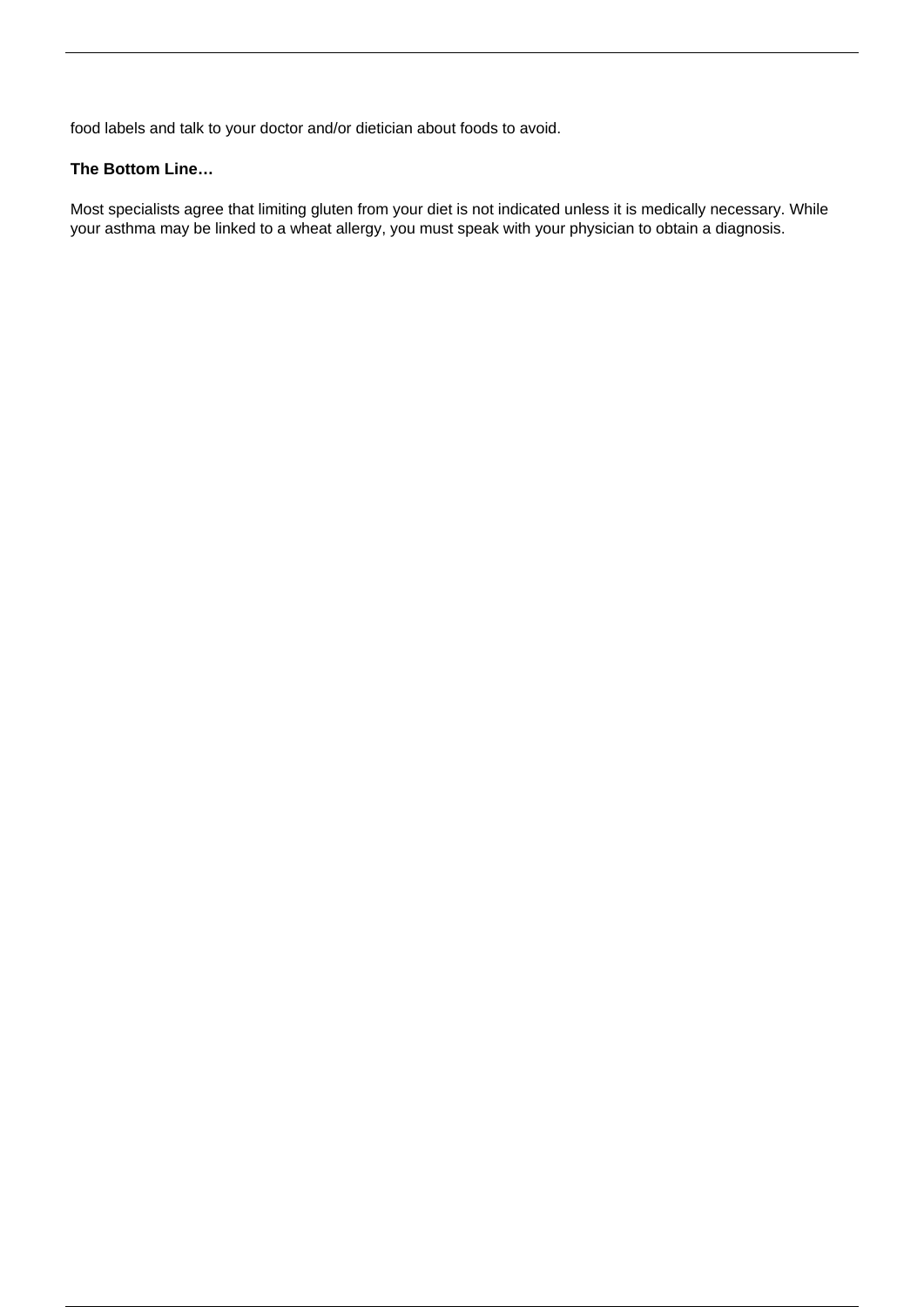food labels and talk to your doctor and/or dietician about foods to avoid.

**The Bottom Line…**

Most specialists agree that limiting gluten from your diet is not indicated unless it is medically necessary. While your asthma may be linked to a wheat allergy, you must speak with your physician to obtain a diagnosis.